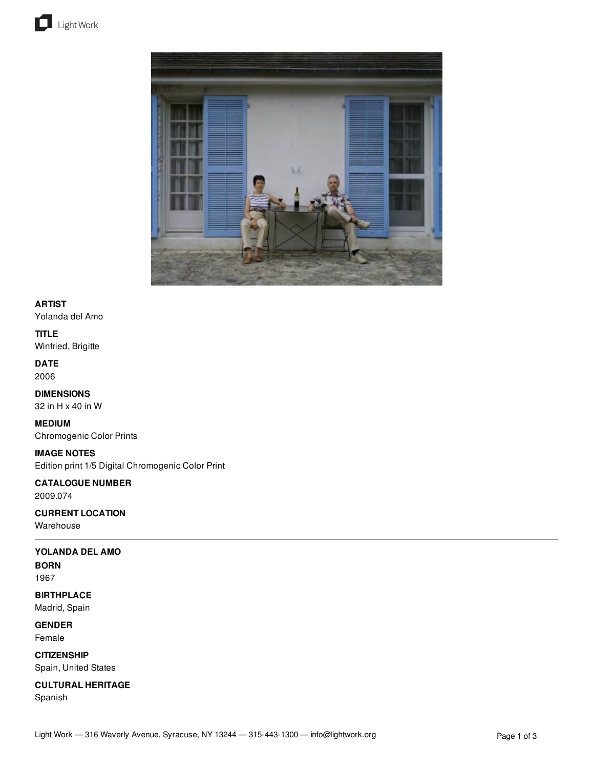**ARTIST**
Yolanda del Amo

**TITLE**
Winfried, Brigitte

**DATE**
2006

**DIMENSIONS**
32 in H x 40 in W

**MEDIUM**
Chromogenic Color Prints

**IMAGE NOTES**
Edition print 1/5 Digital Chromogenic Color Print

**CATALOGUE NUMBER**
2009.074

**CURRENT LOCATION**
Warehouse

---

**YOLANDA DEL AMO**

**BORN**
1967

**BIRTHPLACE**
Madrid, Spain

**GENDER**
Female

**CITIZENSHIP**
Spain, United States

**CULTURAL HERITAGE**
Spanish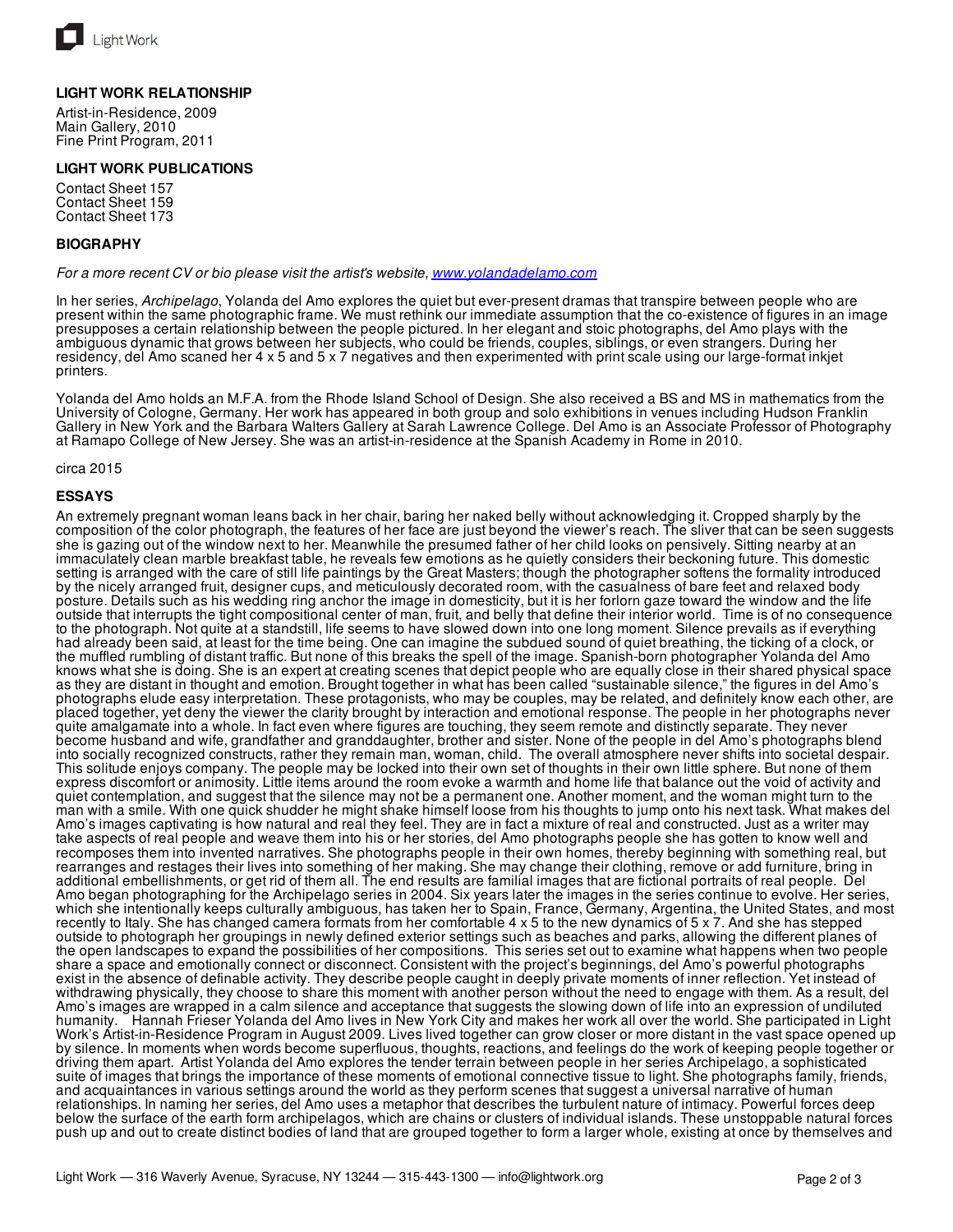## LIGHT WORK RELATIONSHIP

Artist-in-Residence, 2009
Main Gallery, 2010
Fine Print Program, 2011

## LIGHT WORK PUBLICATIONS

Contact Sheet 157
Contact Sheet 159
Contact Sheet 173

## BIOGRAPHY

*For a more recent CV or bio please visit the artist's website, [www.yolandadelamo.com](www.yolandadelamo.com)*

In her series, *Archipelago*, Yolanda del Amo explores the quiet but ever-present dramas that transpire between people who are present within the same photographic frame. We must rethink our immediate assumption that the co-existence of figures in an image presupposes a certain relationship between the people pictured. In her elegant and stoic photographs, del Amo plays with the ambiguous dynamic that grows between her subjects, who could be friends, couples, siblings, or even strangers. During her residency, del Amo scaned her 4 x 5 and 5 x 7 negatives and then experimented with print scale using our large-format inkjet printers.

Yolanda del Amo holds an M.F.A. from the Rhode Island School of Design. She also received a BS and MS in mathematics from the University of Cologne, Germany. Her work has appeared in both group and solo exhibitions in venues including Hudson Franklin Gallery in New York and the Barbara Walters Gallery at Sarah Lawrence College. Del Amo is an Associate Professor of Photography at Ramapo College of New Jersey. She was an artist-in-residence at the Spanish Academy in Rome in 2010.

circa 2015

## ESSAYS

An extremely pregnant woman leans back in her chair, baring her naked belly without acknowledging it. Cropped sharply by the composition of the color photograph, the features of her face are just beyond the viewer's reach. The sliver that can be seen suggests she is gazing out of the window next to her. Meanwhile the presumed father of her child looks on pensively. Sitting nearby at an immaculately clean marble breakfast table, he reveals few emotions as he quietly considers their beckoning future. This domestic setting is arranged with the care of still life paintings by the Great Masters; though the photographer softens the formality introduced by the nicely arranged fruit, designer cups, and meticulously decorated room, with the casualness of bare feet and relaxed body posture. Details such as his wedding ring anchor the image in domesticity, but it is her forlorn gaze toward the window and the life outside that interrupts the tight compositional center of man, fruit, and belly that define their interior world. Time is of no consequence to the photograph. Not quite at a standstill, life seems to have slowed down into one long moment. Silence prevails as if everything had already been said, at least for the time being. One can imagine the subdued sound of quiet breathing, the ticking of a clock, or the muffled rumbling of distant traffic. But none of this breaks the spell of the image. Spanish-born photographer Yolanda del Amo knows what she is doing. She is an expert at creating scenes that depict people who are equally close in their shared physical space as they are distant in thought and emotion. Brought together in what has been called "sustainable silence," the figures in del Amo's photographs elude easy interpretation. These protagonists, who may be couples, may be related, and definitely know each other, are placed together, yet deny the viewer the clarity brought by interaction and emotional response. The people in her photographs never quite amalgamate into a whole. In fact even where figures are touching, they seem remote and distinctly separate. They never become husband and wife, grandfather and granddaughter, brother and sister. None of the people in del Amo's photographs blend into socially recognized constructs, rather they remain man, woman, child. The overall atmosphere never shifts into societal despair. This solitude enjoys company. The people may be locked into their own set of thoughts in their own little sphere. But none of them express discomfort or animosity. Little items around the room evoke a warmth and home life that balance out the void of activity and quiet contemplation, and suggest that the silence may not be a permanent one. Another moment, and the woman might turn to the man with a smile. With one quick shudder he might shake himself loose from his thoughts to jump onto his next task. What makes del Amo's images captivating is how natural and real they feel. They are in fact a mixture of real and constructed. Just as a writer may take aspects of real people and weave them into his or her stories, del Amo photographs people she has gotten to know well and recomposes them into invented narratives. She photographs people in their own homes, thereby beginning with something real, but rearranges and restages their lives into something of her making. She may change their clothing, remove or add furniture, bring in additional embellishments, or get rid of them all. The end results are familial images that are fictional portraits of real people. Del Amo began photographing for the Archipelago series in 2004. Six years later the images in the series continue to evolve. Her series, which she intentionally keeps culturally ambiguous, has taken her to Spain, France, Germany, Argentina, the United States, and most recently to Italy. She has changed camera formats from her comfortable 4 x 5 to the new dynamics of 5 x 7. And she has stepped outside to photograph her groupings in newly defined exterior settings such as beaches and parks, allowing the different planes of the open landscapes to expand the possibilities of her compositions. This series set out to examine what happens when two people share a space and emotionally connect or disconnect. Consistent with the project's beginnings, del Amo's powerful photographs exist in the absence of definable activity. They describe people caught in deeply private moments of inner reflection. Yet instead of withdrawing physically, they choose to share this moment with another person without the need to engage with them. As a result, del Amo's images are wrapped in a calm silence and acceptance that suggests the slowing down of life into an expression of undiluted humanity. Hannah Frieser Yolanda del Amo lives in New York City and makes her work all over the world. She participated in Light Work's Artist-in-Residence Program in August 2009. Lives lived together can grow closer or more distant in the vast space opened up by silence. In moments when words become superfluous, thoughts, reactions, and feelings do the work of keeping people together or driving them apart. Artist Yolanda del Amo explores the tender terrain between people in her series Archipelago, a sophisticated suite of images that brings the importance of these moments of emotional connective tissue to light. She photographs family, friends, and acquaintances in various settings around the world as they perform scenes that suggest a universal narrative of human relationships. In naming her series, del Amo uses a metaphor that describes the turbulent nature of intimacy. Powerful forces deep below the surface of the earth form archipelagos, which are chains or clusters of individual islands. These unstoppable natural forces push up and out to create distinct bodies of land that are grouped together to form a larger whole, existing at once by themselves and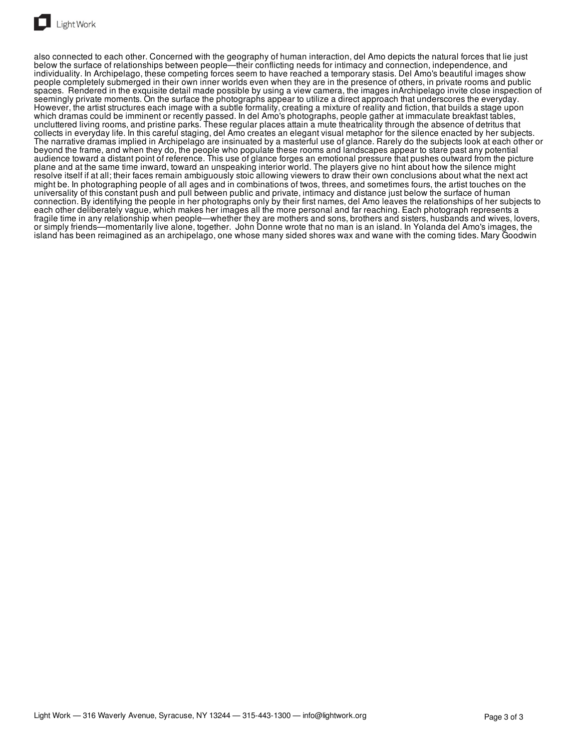also connected to each other. Concerned with the geography of human interaction, del Amo depicts the natural forces that lie just below the surface of relationships between people—their conflicting needs for intimacy and connection, independence, and individuality. In Archipelago, these competing forces seem to have reached a temporary stasis. Del Amo's beautiful images show people completely submerged in their own inner worlds even when they are in the presence of others, in private rooms and public spaces.  Rendered in the exquisite detail made possible by using a view camera, the images inArchipelago invite close inspection of seemingly private moments. On the surface the photographs appear to utilize a direct approach that underscores the everyday. However, the artist structures each image with a subtle formality, creating a mixture of reality and fiction, that builds a stage upon which dramas could be imminent or recently passed. In del Amo's photographs, people gather at immaculate breakfast tables, uncluttered living rooms, and pristine parks. These regular places attain a mute theatricality through the absence of detritus that collects in everyday life. In this careful staging, del Amo creates an elegant visual metaphor for the silence enacted by her subjects. The narrative dramas implied in Archipelago are insinuated by a masterful use of glance. Rarely do the subjects look at each other or beyond the frame, and when they do, the people who populate these rooms and landscapes appear to stare past any potential audience toward a distant point of reference. This use of glance forges an emotional pressure that pushes outward from the picture plane and at the same time inward, toward an unspeaking interior world. The players give no hint about how the silence might resolve itself if at all; their faces remain ambiguously stoic allowing viewers to draw their own conclusions about what the next act might be. In photographing people of all ages and in combinations of twos, threes, and sometimes fours, the artist touches on the universality of this constant push and pull between public and private, intimacy and distance just below the surface of human connection. By identifying the people in her photographs only by their first names, del Amo leaves the relationships of her subjects to each other deliberately vague, which makes her images all the more personal and far reaching. Each photograph represents a fragile time in any relationship when people—whether they are mothers and sons, brothers and sisters, husbands and wives, lovers, or simply friends—momentarily live alone, together.  John Donne wrote that no man is an island. In Yolanda del Amo's images, the island has been reimagined as an archipelago, one whose many sided shores wax and wane with the coming tides. Mary Goodwin

Light Work — 316 Waverly Avenue, Syracuse, NY 13244 — 315-443-1300 — info@lightwork.org